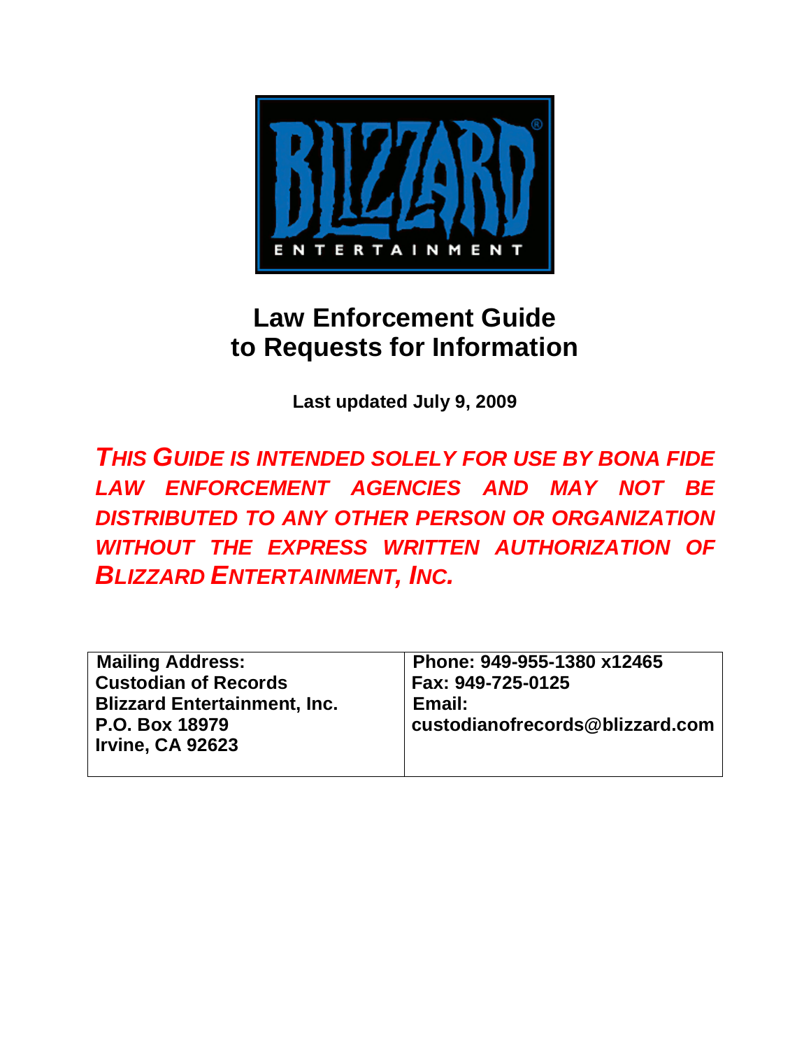BLIZZARD ENTERTAINMENT

# Law Enforcement Guide to Requests for Information

**Last updated July 9, 2009**

***THIS GUIDE IS INTENDED SOLELY FOR USE BY BONA FIDE LAW ENFORCEMENT AGENCIES AND MAY NOT BE DISTRIBUTED TO ANY OTHER PERSON OR ORGANIZATION WITHOUT THE EXPRESS WRITTEN AUTHORIZATION OF BLIZZARD ENTERTAINMENT, INC.***

| **Mailing Address:** | **Phone: 949-955-1380 x12465** |
| --- | --- |
| **Custodian of Records** | **Fax: 949-725-0125** |
| **Blizzard Entertainment, Inc.** | **Email:** |
| **P.O. Box 18979** | **custodianofrecords@blizzard.com** |
| **Irvine, CA 92623** | |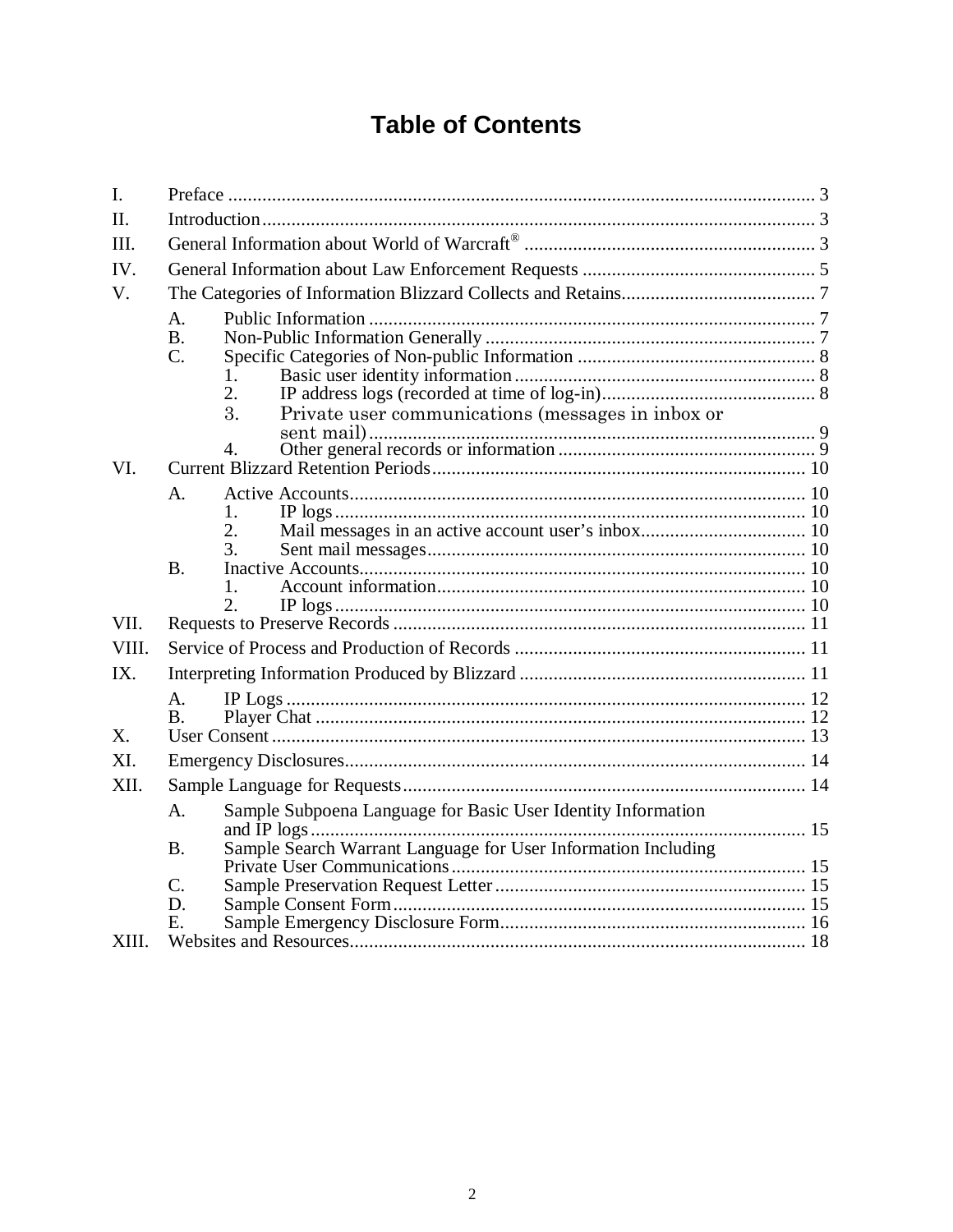# Table of Contents

- I. Preface ... 3
- II. Introduction ... 3
- III. General Information about World of Warcraft® ... 3
- IV. General Information about Law Enforcement Requests ... 5
- V. The Categories of Information Blizzard Collects and Retains ... 7
  - A. Public Information ... 7
  - B. Non-Public Information Generally ... 7
  - C. Specific Categories of Non-public Information ... 8
    1. Basic user identity information ... 8
    2. IP address logs (recorded at time of log-in) ... 8
    3. Private user communications (messages in inbox or sent mail) ... 9
    4. Other general records or information ... 9
- VI. Current Blizzard Retention Periods ... 10
  - A. Active Accounts ... 10
    1. IP logs ... 10
    2. Mail messages in an active account user's inbox ... 10
    3. Sent mail messages ... 10
  - B. Inactive Accounts ... 10
    1. Account information ... 10
    2. IP logs ... 10
- VII. Requests to Preserve Records ... 11
- VIII. Service of Process and Production of Records ... 11
- IX. Interpreting Information Produced by Blizzard ... 11
  - A. IP Logs ... 12
  - B. Player Chat ... 12
- X. User Consent ... 13
- XI. Emergency Disclosures ... 14
- XII. Sample Language for Requests ... 14
  - A. Sample Subpoena Language for Basic User Identity Information and IP logs ... 15
  - B. Sample Search Warrant Language for User Information Including Private User Communications ... 15
  - C. Sample Preservation Request Letter ... 15
  - D. Sample Consent Form ... 15
  - E. Sample Emergency Disclosure Form ... 16
- XIII. Websites and Resources ... 18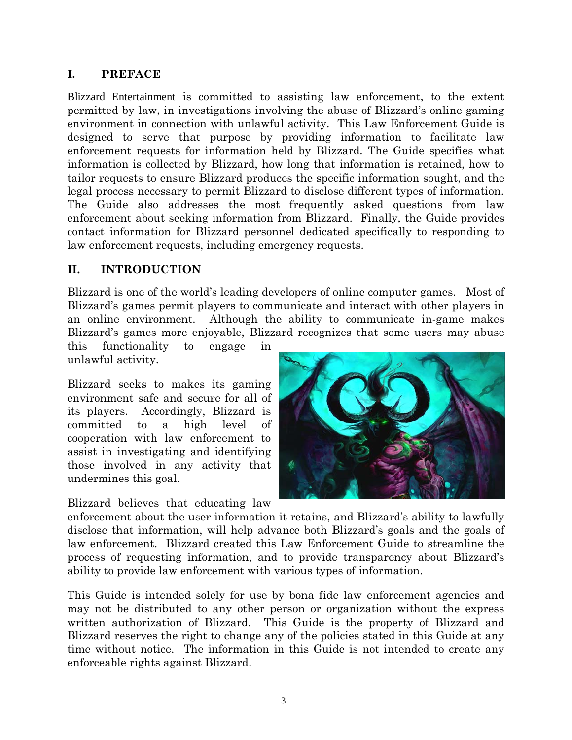## I. PREFACE

Blizzard Entertainment is committed to assisting law enforcement, to the extent permitted by law, in investigations involving the abuse of Blizzard's online gaming environment in connection with unlawful activity. This Law Enforcement Guide is designed to serve that purpose by providing information to facilitate law enforcement requests for information held by Blizzard. The Guide specifies what information is collected by Blizzard, how long that information is retained, how to tailor requests to ensure Blizzard produces the specific information sought, and the legal process necessary to permit Blizzard to disclose different types of information. The Guide also addresses the most frequently asked questions from law enforcement about seeking information from Blizzard. Finally, the Guide provides contact information for Blizzard personnel dedicated specifically to responding to law enforcement requests, including emergency requests.

## II. INTRODUCTION

Blizzard is one of the world's leading developers of online computer games. Most of Blizzard's games permit players to communicate and interact with other players in an online environment. Although the ability to communicate in-game makes Blizzard's games more enjoyable, Blizzard recognizes that some users may abuse this functionality to engage in unlawful activity.

Blizzard seeks to makes its gaming environment safe and secure for all of its players. Accordingly, Blizzard is committed to a high level of cooperation with law enforcement to assist in investigating and identifying those involved in any activity that undermines this goal.

Blizzard believes that educating law enforcement about the user information it retains, and Blizzard's ability to lawfully disclose that information, will help advance both Blizzard's goals and the goals of law enforcement. Blizzard created this Law Enforcement Guide to streamline the process of requesting information, and to provide transparency about Blizzard's ability to provide law enforcement with various types of information.

This Guide is intended solely for use by bona fide law enforcement agencies and may not be distributed to any other person or organization without the express written authorization of Blizzard. This Guide is the property of Blizzard and Blizzard reserves the right to change any of the policies stated in this Guide at any time without notice. The information in this Guide is not intended to create any enforceable rights against Blizzard.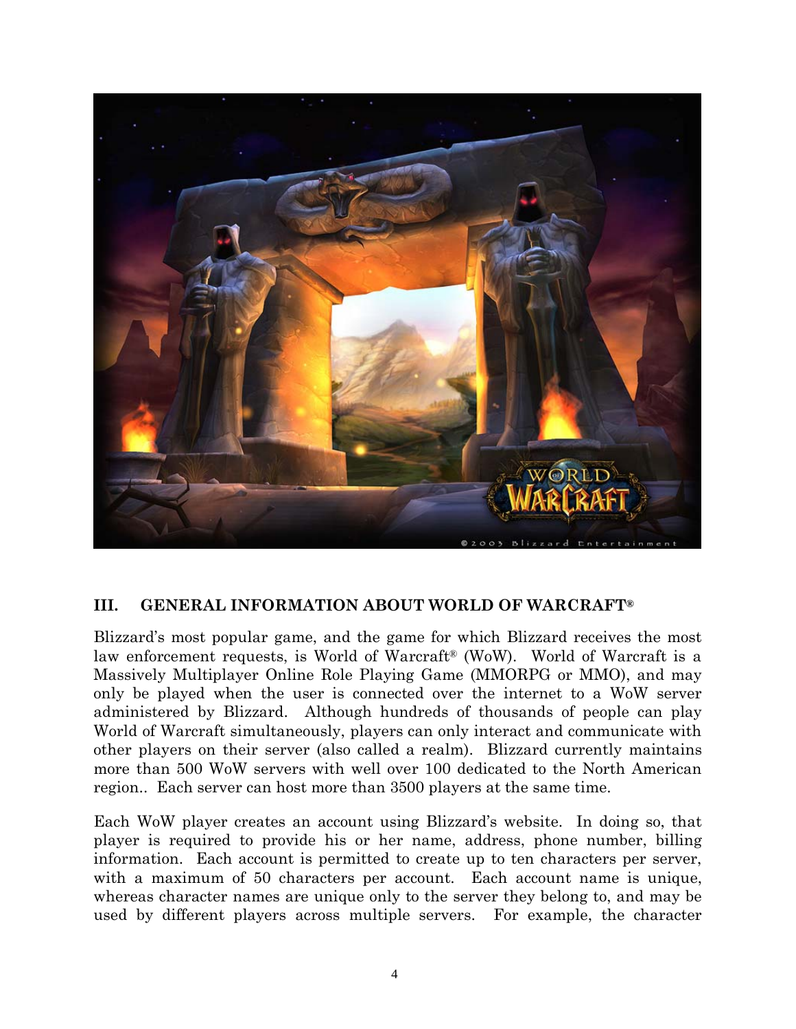## III. GENERAL INFORMATION ABOUT WORLD OF WARCRAFT®

Blizzard's most popular game, and the game for which Blizzard receives the most law enforcement requests, is World of Warcraft® (WoW). World of Warcraft is a Massively Multiplayer Online Role Playing Game (MMORPG or MMO), and may only be played when the user is connected over the internet to a WoW server administered by Blizzard. Although hundreds of thousands of people can play World of Warcraft simultaneously, players can only interact and communicate with other players on their server (also called a realm). Blizzard currently maintains more than 500 WoW servers with well over 100 dedicated to the North American region.. Each server can host more than 3500 players at the same time.

Each WoW player creates an account using Blizzard's website. In doing so, that player is required to provide his or her name, address, phone number, billing information. Each account is permitted to create up to ten characters per server, with a maximum of 50 characters per account. Each account name is unique, whereas character names are unique only to the server they belong to, and may be used by different players across multiple servers. For example, the character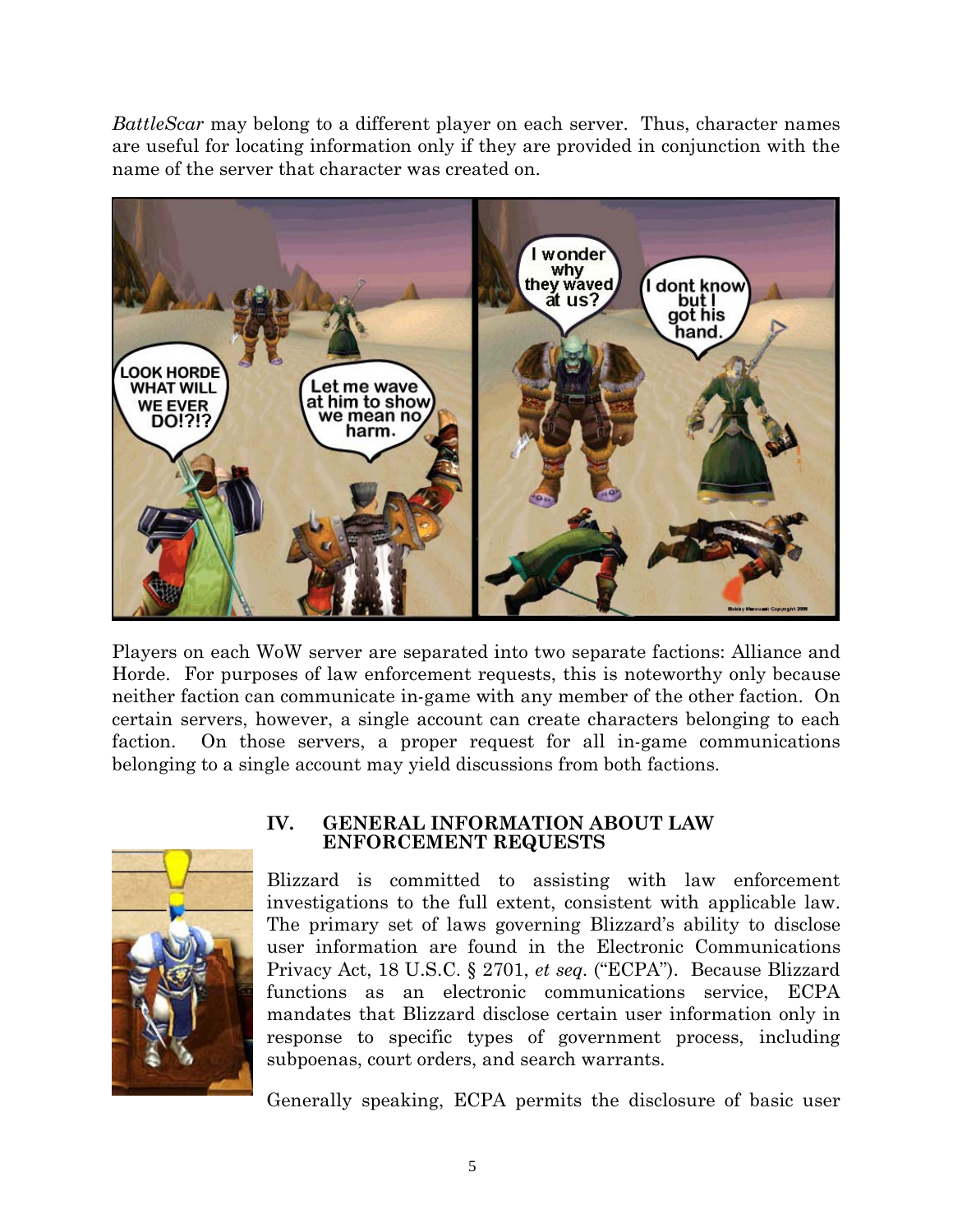*BattleScar* may belong to a different player on each server. Thus, character names are useful for locating information only if they are provided in conjunction with the name of the server that character was created on.

Players on each WoW server are separated into two separate factions: Alliance and Horde. For purposes of law enforcement requests, this is noteworthy only because neither faction can communicate in-game with any member of the other faction. On certain servers, however, a single account can create characters belonging to each faction. On those servers, a proper request for all in-game communications belonging to a single account may yield discussions from both factions.

## IV. GENERAL INFORMATION ABOUT LAW ENFORCEMENT REQUESTS

Blizzard is committed to assisting with law enforcement investigations to the full extent, consistent with applicable law. The primary set of laws governing Blizzard's ability to disclose user information are found in the Electronic Communications Privacy Act, 18 U.S.C. § 2701, *et seq.* ("ECPA"). Because Blizzard functions as an electronic communications service, ECPA mandates that Blizzard disclose certain user information only in response to specific types of government process, including subpoenas, court orders, and search warrants.

Generally speaking, ECPA permits the disclosure of basic user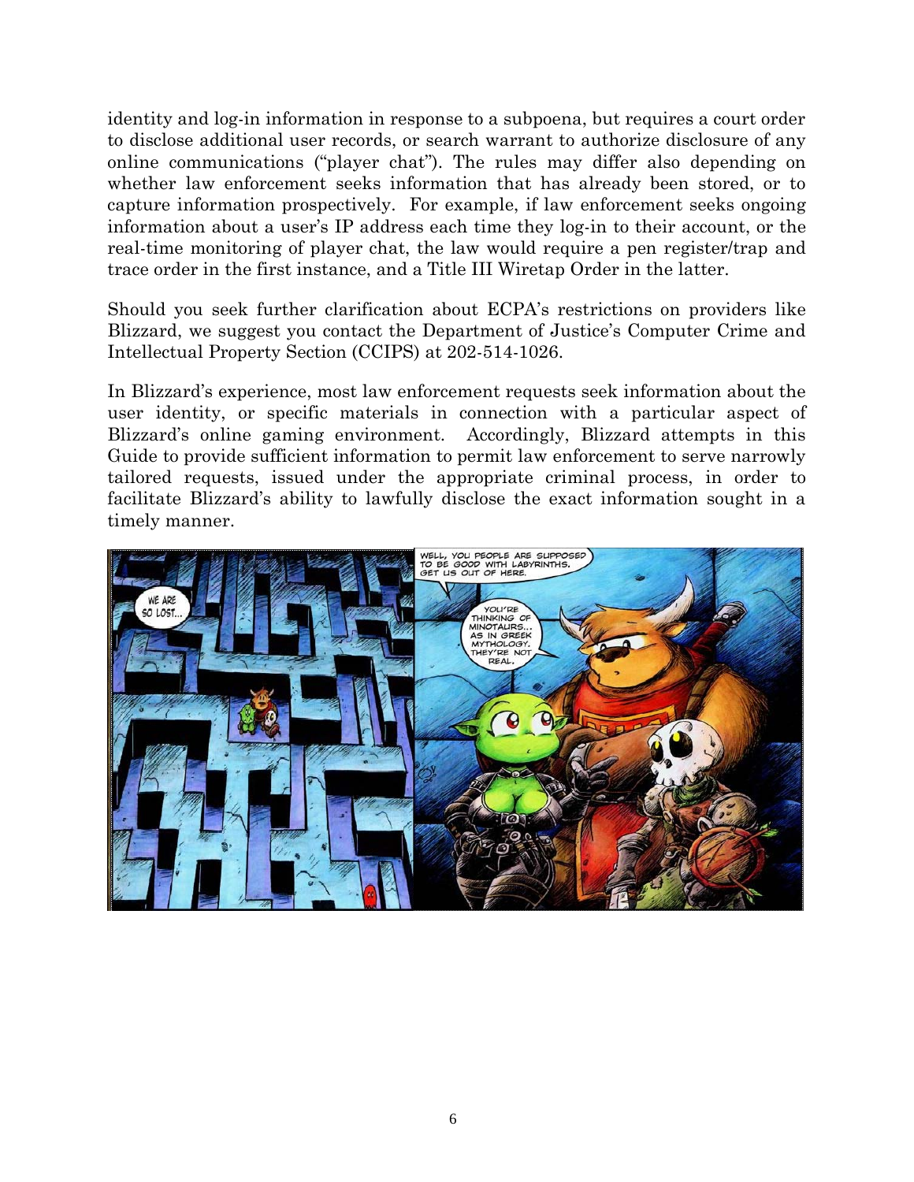identity and log-in information in response to a subpoena, but requires a court order to disclose additional user records, or search warrant to authorize disclosure of any online communications ("player chat"). The rules may differ also depending on whether law enforcement seeks information that has already been stored, or to capture information prospectively. For example, if law enforcement seeks ongoing information about a user's IP address each time they log-in to their account, or the real-time monitoring of player chat, the law would require a pen register/trap and trace order in the first instance, and a Title III Wiretap Order in the latter.

Should you seek further clarification about ECPA's restrictions on providers like Blizzard, we suggest you contact the Department of Justice's Computer Crime and Intellectual Property Section (CCIPS) at 202-514-1026.

In Blizzard's experience, most law enforcement requests seek information about the user identity, or specific materials in connection with a particular aspect of Blizzard's online gaming environment. Accordingly, Blizzard attempts in this Guide to provide sufficient information to permit law enforcement to serve narrowly tailored requests, issued under the appropriate criminal process, in order to facilitate Blizzard's ability to lawfully disclose the exact information sought in a timely manner.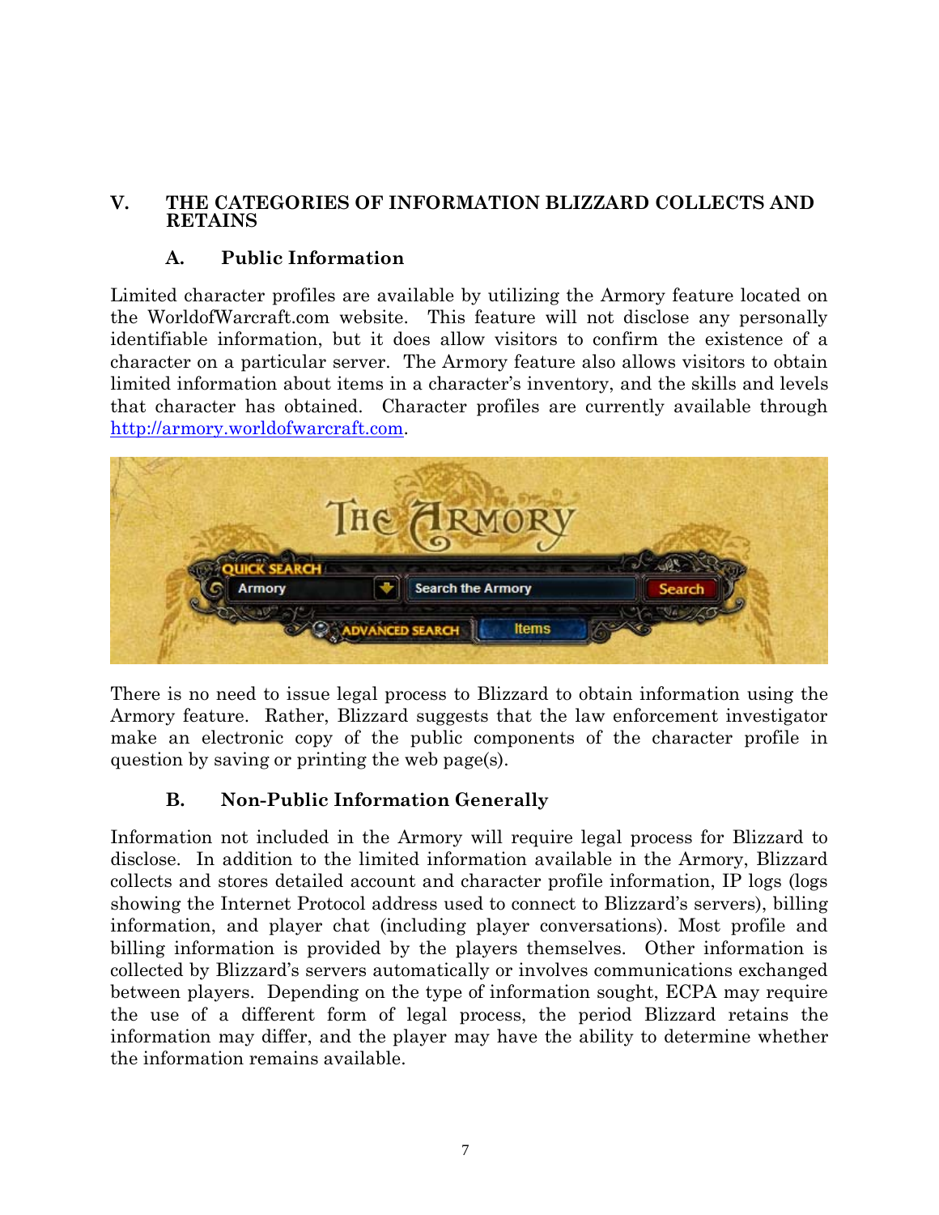## V. THE CATEGORIES OF INFORMATION BLIZZARD COLLECTS AND RETAINS

### A. Public Information

Limited character profiles are available by utilizing the Armory feature located on the WorldofWarcraft.com website. This feature will not disclose any personally identifiable information, but it does allow visitors to confirm the existence of a character on a particular server. The Armory feature also allows visitors to obtain limited information about items in a character's inventory, and the skills and levels that character has obtained. Character profiles are currently available through http://armory.worldofwarcraft.com.

There is no need to issue legal process to Blizzard to obtain information using the Armory feature. Rather, Blizzard suggests that the law enforcement investigator make an electronic copy of the public components of the character profile in question by saving or printing the web page(s).

### B. Non-Public Information Generally

Information not included in the Armory will require legal process for Blizzard to disclose. In addition to the limited information available in the Armory, Blizzard collects and stores detailed account and character profile information, IP logs (logs showing the Internet Protocol address used to connect to Blizzard's servers), billing information, and player chat (including player conversations). Most profile and billing information is provided by the players themselves. Other information is collected by Blizzard's servers automatically or involves communications exchanged between players. Depending on the type of information sought, ECPA may require the use of a different form of legal process, the period Blizzard retains the information may differ, and the player may have the ability to determine whether the information remains available.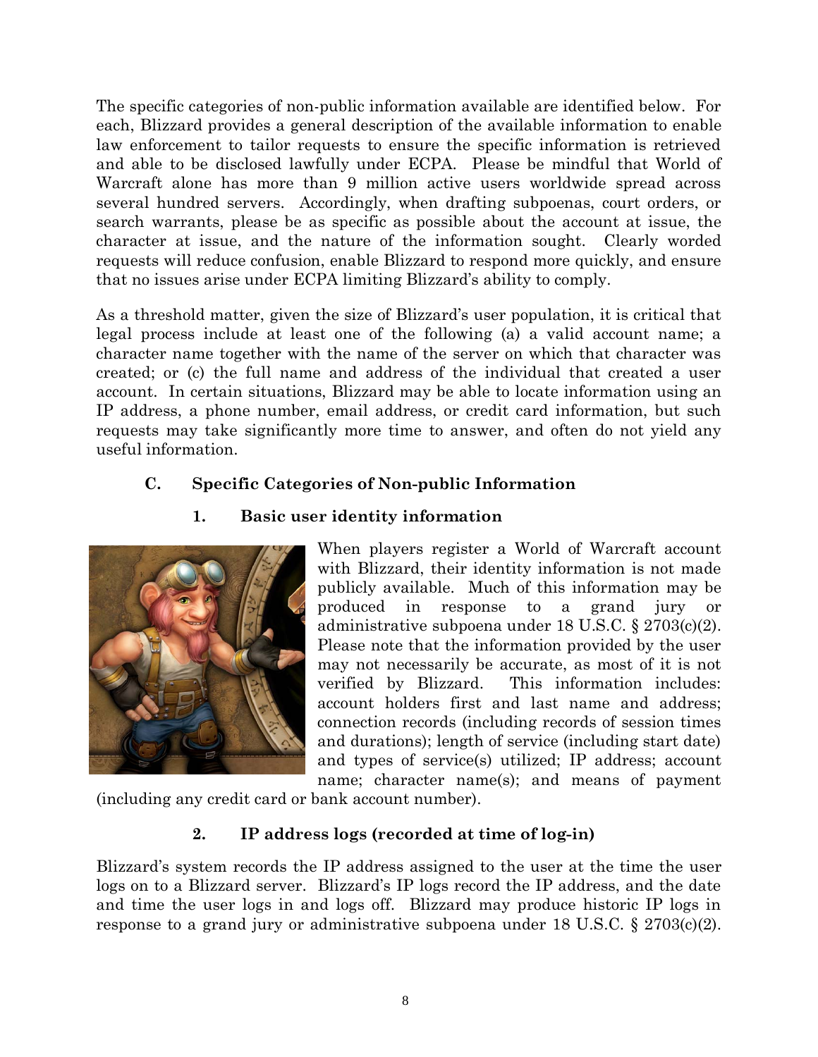The specific categories of non-public information available are identified below. For each, Blizzard provides a general description of the available information to enable law enforcement to tailor requests to ensure the specific information is retrieved and able to be disclosed lawfully under ECPA. Please be mindful that World of Warcraft alone has more than 9 million active users worldwide spread across several hundred servers. Accordingly, when drafting subpoenas, court orders, or search warrants, please be as specific as possible about the account at issue, the character at issue, and the nature of the information sought. Clearly worded requests will reduce confusion, enable Blizzard to respond more quickly, and ensure that no issues arise under ECPA limiting Blizzard's ability to comply.

As a threshold matter, given the size of Blizzard's user population, it is critical that legal process include at least one of the following (a) a valid account name; a character name together with the name of the server on which that character was created; or (c) the full name and address of the individual that created a user account. In certain situations, Blizzard may be able to locate information using an IP address, a phone number, email address, or credit card information, but such requests may take significantly more time to answer, and often do not yield any useful information.

### C. Specific Categories of Non-public Information

#### 1. Basic user identity information

When players register a World of Warcraft account with Blizzard, their identity information is not made publicly available. Much of this information may be produced in response to a grand jury or administrative subpoena under 18 U.S.C. § 2703(c)(2). Please note that the information provided by the user may not necessarily be accurate, as most of it is not verified by Blizzard. This information includes: account holders first and last name and address; connection records (including records of session times and durations); length of service (including start date) and types of service(s) utilized; IP address; account name; character name(s); and means of payment (including any credit card or bank account number).

#### 2. IP address logs (recorded at time of log-in)

Blizzard's system records the IP address assigned to the user at the time the user logs on to a Blizzard server. Blizzard's IP logs record the IP address, and the date and time the user logs in and logs off. Blizzard may produce historic IP logs in response to a grand jury or administrative subpoena under 18 U.S.C. § 2703(c)(2).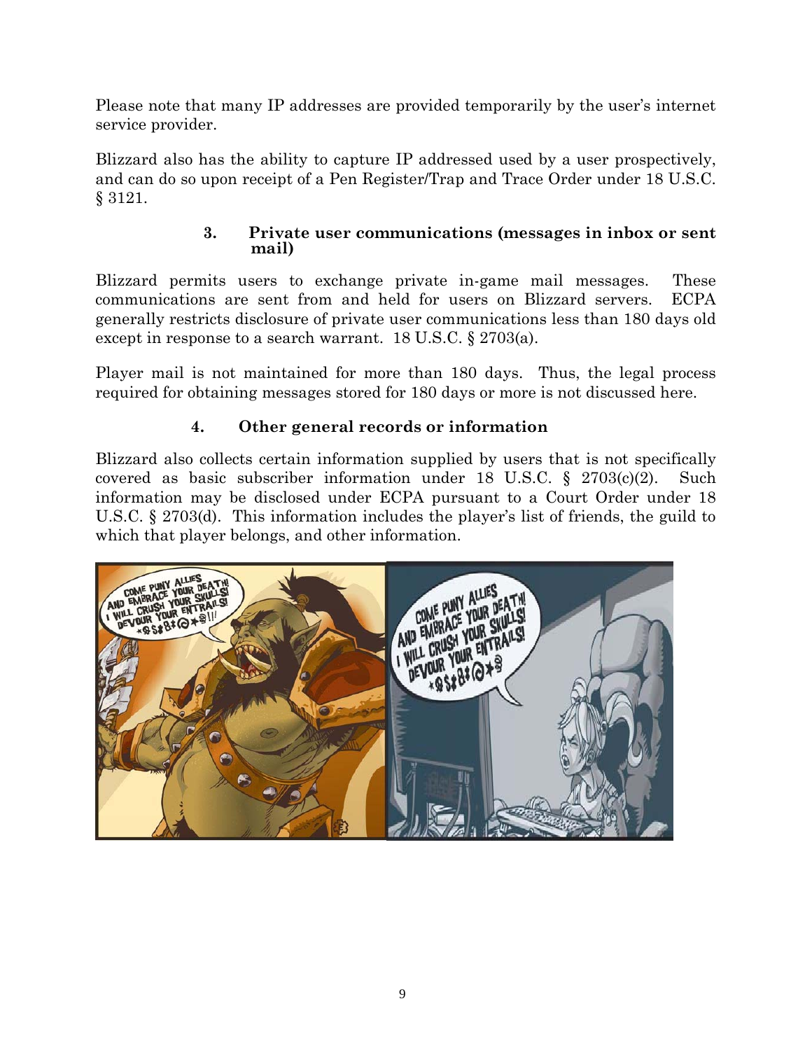Please note that many IP addresses are provided temporarily by the user's internet service provider.

Blizzard also has the ability to capture IP addressed used by a user prospectively, and can do so upon receipt of a Pen Register/Trap and Trace Order under 18 U.S.C. § 3121.

### 3. Private user communications (messages in inbox or sent mail)

Blizzard permits users to exchange private in-game mail messages. These communications are sent from and held for users on Blizzard servers. ECPA generally restricts disclosure of private user communications less than 180 days old except in response to a search warrant. 18 U.S.C. § 2703(a).

Player mail is not maintained for more than 180 days. Thus, the legal process required for obtaining messages stored for 180 days or more is not discussed here.

### 4. Other general records or information

Blizzard also collects certain information supplied by users that is not specifically covered as basic subscriber information under 18 U.S.C. § 2703(c)(2). Such information may be disclosed under ECPA pursuant to a Court Order under 18 U.S.C. § 2703(d). This information includes the player's list of friends, the guild to which that player belongs, and other information.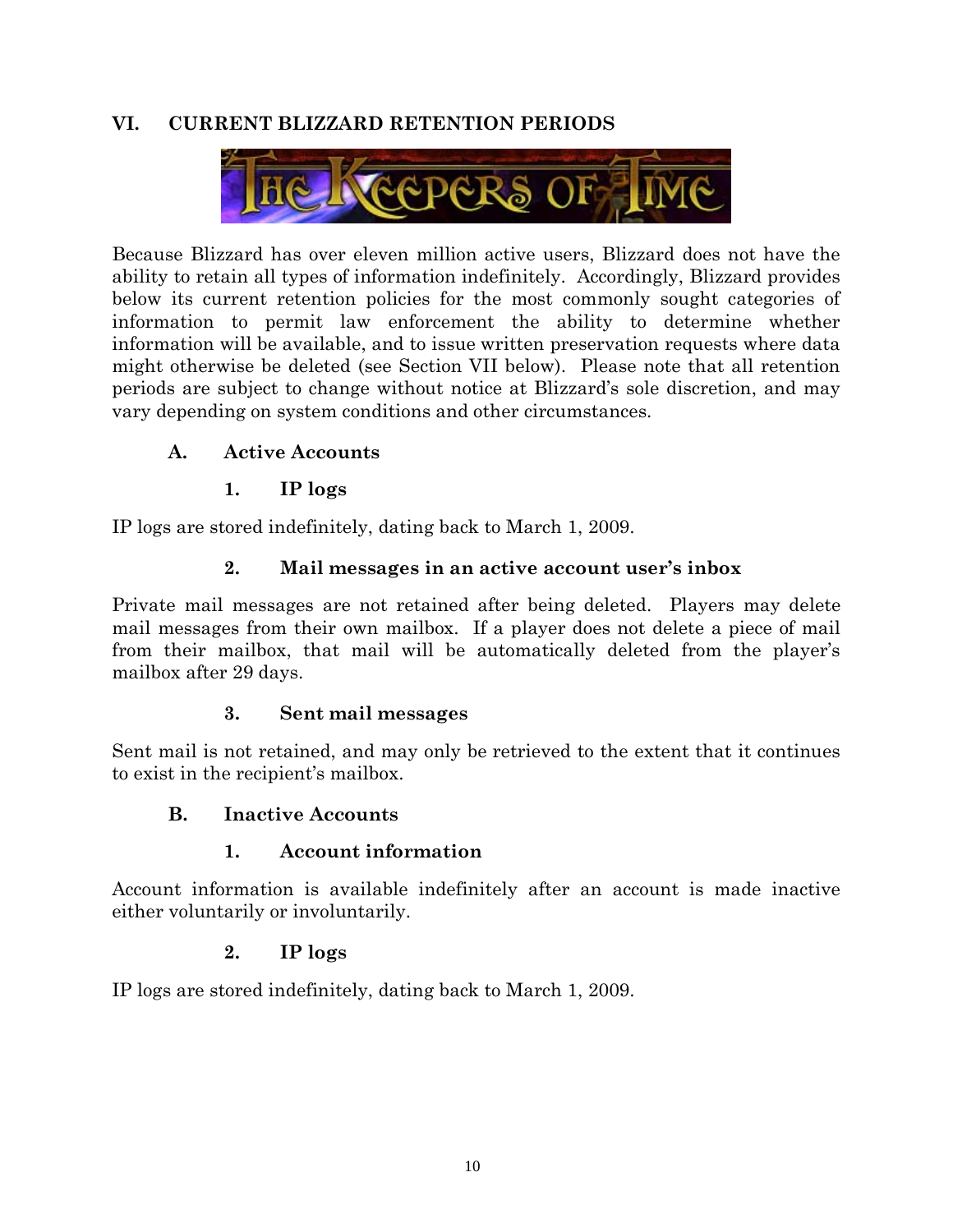## VI. CURRENT BLIZZARD RETENTION PERIODS

Because Blizzard has over eleven million active users, Blizzard does not have the ability to retain all types of information indefinitely. Accordingly, Blizzard provides below its current retention policies for the most commonly sought categories of information to permit law enforcement the ability to determine whether information will be available, and to issue written preservation requests where data might otherwise be deleted (see Section VII below). Please note that all retention periods are subject to change without notice at Blizzard's sole discretion, and may vary depending on system conditions and other circumstances.

### A. Active Accounts

#### 1. IP logs

IP logs are stored indefinitely, dating back to March 1, 2009.

#### 2. Mail messages in an active account user's inbox

Private mail messages are not retained after being deleted. Players may delete mail messages from their own mailbox. If a player does not delete a piece of mail from their mailbox, that mail will be automatically deleted from the player's mailbox after 29 days.

#### 3. Sent mail messages

Sent mail is not retained, and may only be retrieved to the extent that it continues to exist in the recipient's mailbox.

### B. Inactive Accounts

#### 1. Account information

Account information is available indefinitely after an account is made inactive either voluntarily or involuntarily.

#### 2. IP logs

IP logs are stored indefinitely, dating back to March 1, 2009.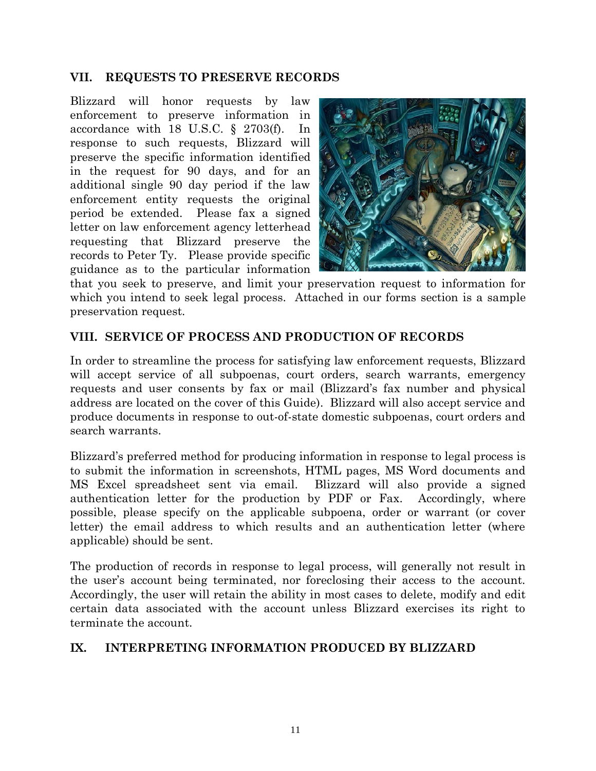## VII. REQUESTS TO PRESERVE RECORDS

Blizzard will honor requests by law enforcement to preserve information in accordance with 18 U.S.C. § 2703(f). In response to such requests, Blizzard will preserve the specific information identified in the request for 90 days, and for an additional single 90 day period if the law enforcement entity requests the original period be extended. Please fax a signed letter on law enforcement agency letterhead requesting that Blizzard preserve the records to Peter Ty. Please provide specific guidance as to the particular information that you seek to preserve, and limit your preservation request to information for which you intend to seek legal process. Attached in our forms section is a sample preservation request.

## VIII. SERVICE OF PROCESS AND PRODUCTION OF RECORDS

In order to streamline the process for satisfying law enforcement requests, Blizzard will accept service of all subpoenas, court orders, search warrants, emergency requests and user consents by fax or mail (Blizzard's fax number and physical address are located on the cover of this Guide). Blizzard will also accept service and produce documents in response to out-of-state domestic subpoenas, court orders and search warrants.

Blizzard's preferred method for producing information in response to legal process is to submit the information in screenshots, HTML pages, MS Word documents and MS Excel spreadsheet sent via email. Blizzard will also provide a signed authentication letter for the production by PDF or Fax. Accordingly, where possible, please specify on the applicable subpoena, order or warrant (or cover letter) the email address to which results and an authentication letter (where applicable) should be sent.

The production of records in response to legal process, will generally not result in the user's account being terminated, nor foreclosing their access to the account. Accordingly, the user will retain the ability in most cases to delete, modify and edit certain data associated with the account unless Blizzard exercises its right to terminate the account.

## IX. INTERPRETING INFORMATION PRODUCED BY BLIZZARD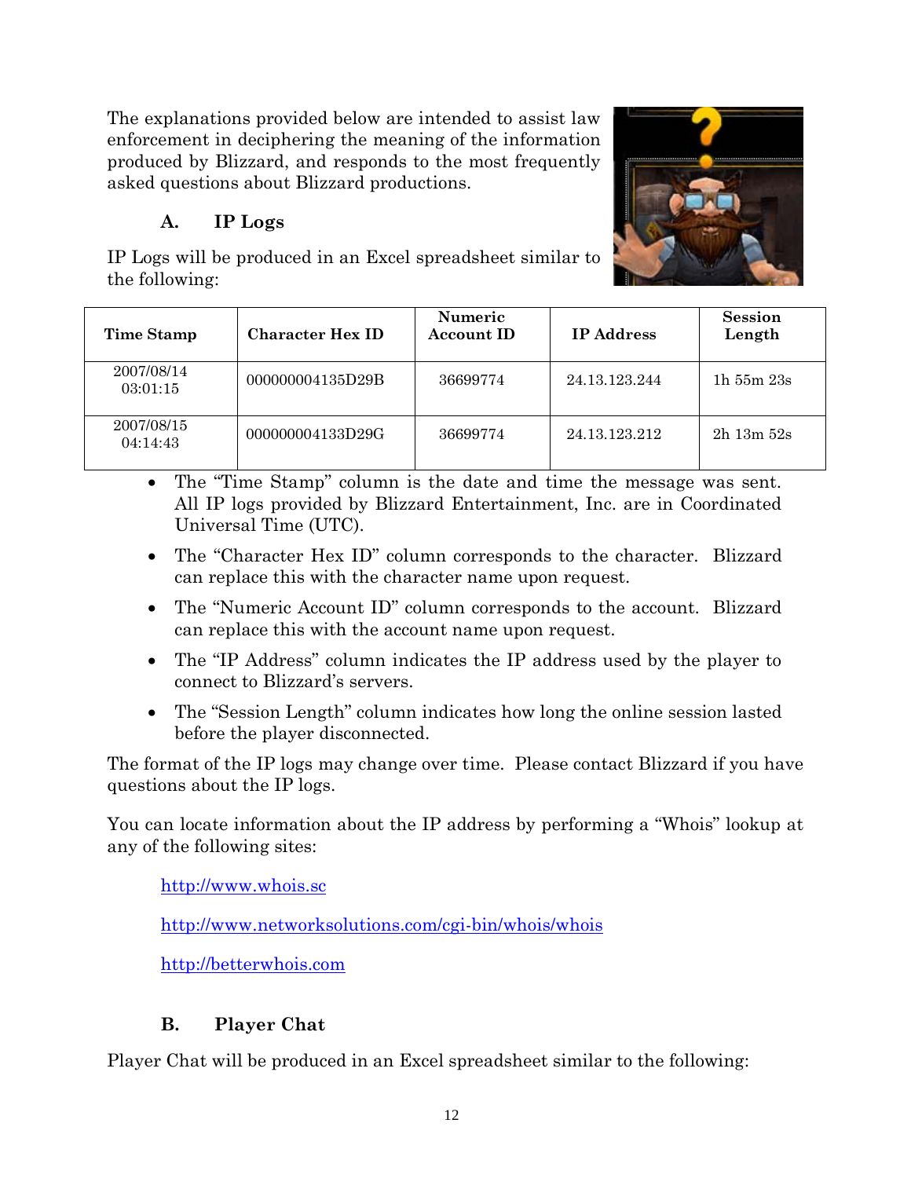The explanations provided below are intended to assist law enforcement in deciphering the meaning of the information produced by Blizzard, and responds to the most frequently asked questions about Blizzard productions.

### A. IP Logs

IP Logs will be produced in an Excel spreadsheet similar to the following:

| Time Stamp | Character Hex ID | Numeric Account ID | IP Address | Session Length |
|---|---|---|---|---|
| 2007/08/14 03:01:15 | 000000004135D29B | 36699774 | 24.13.123.244 | 1h 55m 23s |
| 2007/08/15 04:14:43 | 000000004133D29G | 36699774 | 24.13.123.212 | 2h 13m 52s |

- The "Time Stamp" column is the date and time the message was sent. All IP logs provided by Blizzard Entertainment, Inc. are in Coordinated Universal Time (UTC).
- The "Character Hex ID" column corresponds to the character. Blizzard can replace this with the character name upon request.
- The "Numeric Account ID" column corresponds to the account. Blizzard can replace this with the account name upon request.
- The "IP Address" column indicates the IP address used by the player to connect to Blizzard's servers.
- The "Session Length" column indicates how long the online session lasted before the player disconnected.

The format of the IP logs may change over time. Please contact Blizzard if you have questions about the IP logs.

You can locate information about the IP address by performing a "Whois" lookup at any of the following sites:

http://www.whois.sc

http://www.networksolutions.com/cgi-bin/whois/whois

http://betterwhois.com

### B. Player Chat

Player Chat will be produced in an Excel spreadsheet similar to the following: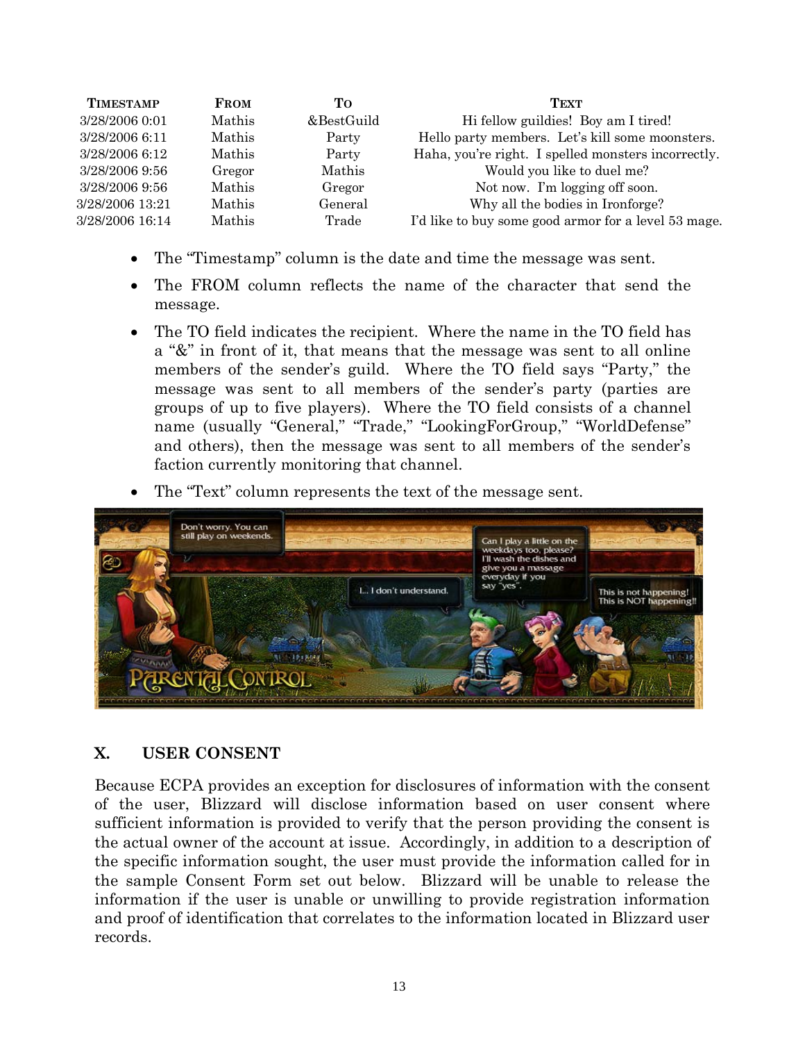| TIMESTAMP | FROM | TO | TEXT |
|---|---|---|---|
| 3/28/2006 0:01 | Mathis | &BestGuild | Hi fellow guildies! Boy am I tired! |
| 3/28/2006 6:11 | Mathis | Party | Hello party members. Let's kill some moonsters. |
| 3/28/2006 6:12 | Mathis | Party | Haha, you're right. I spelled monsters incorrectly. |
| 3/28/2006 9:56 | Gregor | Mathis | Would you like to duel me? |
| 3/28/2006 9:56 | Mathis | Gregor | Not now. I'm logging off soon. |
| 3/28/2006 13:21 | Mathis | General | Why all the bodies in Ironforge? |
| 3/28/2006 16:14 | Mathis | Trade | I'd like to buy some good armor for a level 53 mage. |

- The "Timestamp" column is the date and time the message was sent.
- The FROM column reflects the name of the character that send the message.
- The TO field indicates the recipient. Where the name in the TO field has a "&" in front of it, that means that the message was sent to all online members of the sender's guild. Where the TO field says "Party," the message was sent to all members of the sender's party (parties are groups of up to five players). Where the TO field consists of a channel name (usually "General," "Trade," "LookingForGroup," "WorldDefense" and others), then the message was sent to all members of the sender's faction currently monitoring that channel.
- The "Text" column represents the text of the message sent.

## X. USER CONSENT

Because ECPA provides an exception for disclosures of information with the consent of the user, Blizzard will disclose information based on user consent where sufficient information is provided to verify that the person providing the consent is the actual owner of the account at issue. Accordingly, in addition to a description of the specific information sought, the user must provide the information called for in the sample Consent Form set out below. Blizzard will be unable to release the information if the user is unable or unwilling to provide registration information and proof of identification that correlates to the information located in Blizzard user records.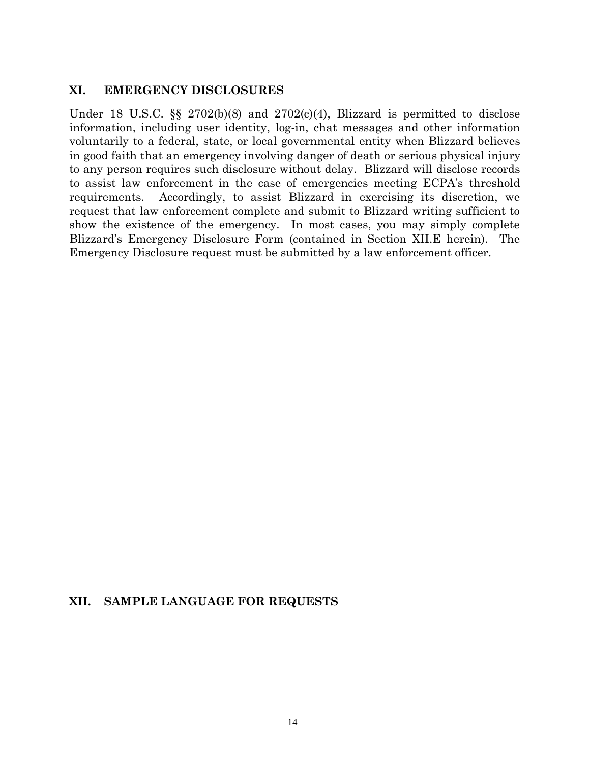## XI. EMERGENCY DISCLOSURES

Under 18 U.S.C. §§ 2702(b)(8) and 2702(c)(4), Blizzard is permitted to disclose information, including user identity, log-in, chat messages and other information voluntarily to a federal, state, or local governmental entity when Blizzard believes in good faith that an emergency involving danger of death or serious physical injury to any person requires such disclosure without delay. Blizzard will disclose records to assist law enforcement in the case of emergencies meeting ECPA's threshold requirements. Accordingly, to assist Blizzard in exercising its discretion, we request that law enforcement complete and submit to Blizzard writing sufficient to show the existence of the emergency. In most cases, you may simply complete Blizzard's Emergency Disclosure Form (contained in Section XII.E herein). The Emergency Disclosure request must be submitted by a law enforcement officer.

## XII. SAMPLE LANGUAGE FOR REQUESTS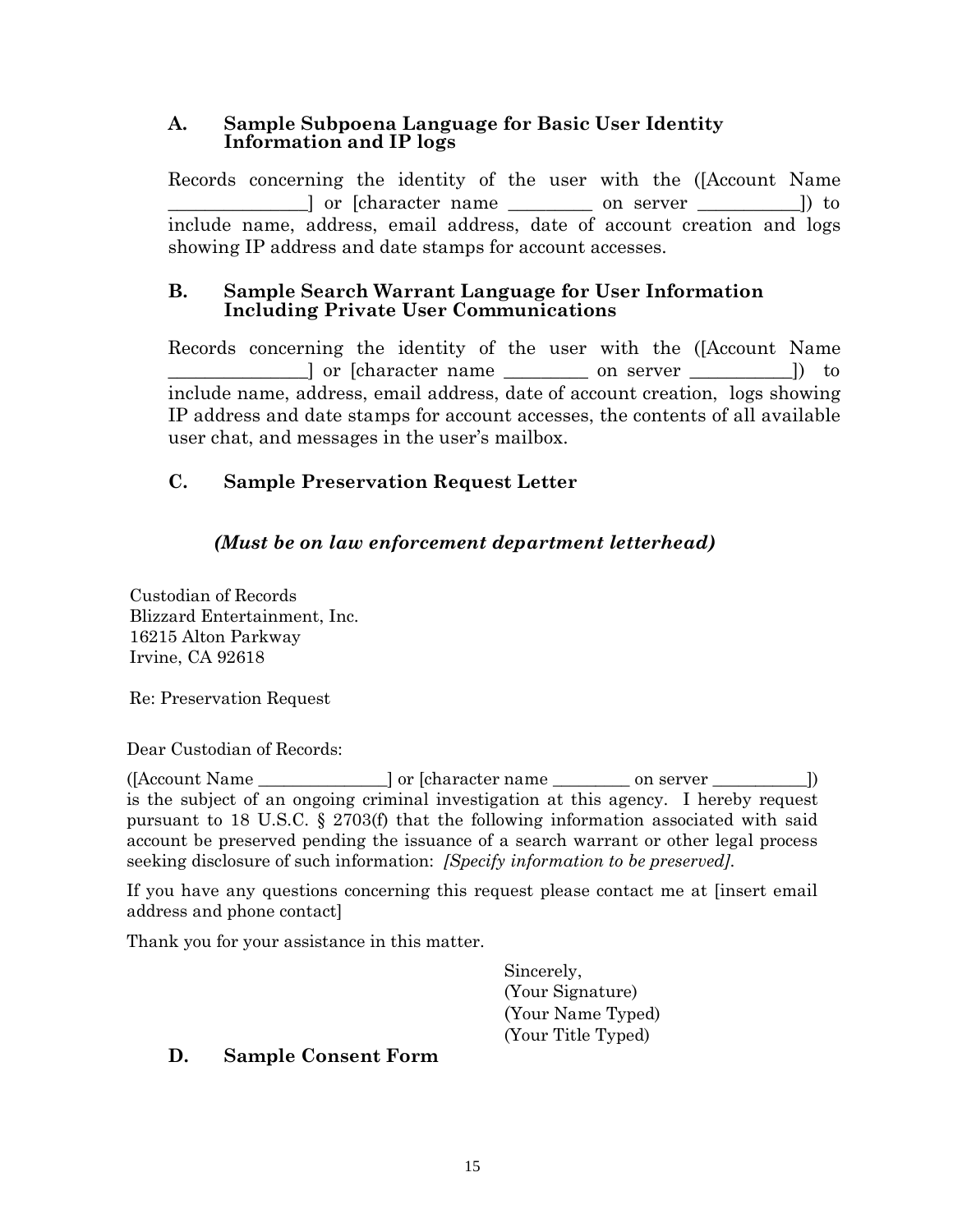### A. Sample Subpoena Language for Basic User Identity Information and IP logs

Records concerning the identity of the user with the ([Account Name _______________] or [character name _________ on server ___________]) to include name, address, email address, date of account creation and logs showing IP address and date stamps for account accesses.

### B. Sample Search Warrant Language for User Information Including Private User Communications

Records concerning the identity of the user with the ([Account Name _______________] or [character name _________ on server ___________]) to include name, address, email address, date of account creation, logs showing IP address and date stamps for account accesses, the contents of all available user chat, and messages in the user's mailbox.

### C. Sample Preservation Request Letter

***(Must be on law enforcement department letterhead)***

Custodian of Records
Blizzard Entertainment, Inc.
16215 Alton Parkway
Irvine, CA 92618

Re: Preservation Request

Dear Custodian of Records:

([Account Name _______________] or [character name _________ on server ___________]) is the subject of an ongoing criminal investigation at this agency. I hereby request pursuant to 18 U.S.C. § 2703(f) that the following information associated with said account be preserved pending the issuance of a search warrant or other legal process seeking disclosure of such information: *[Specify information to be preserved].*

If you have any questions concerning this request please contact me at [insert email address and phone contact]

Thank you for your assistance in this matter.

Sincerely,
(Your Signature)
(Your Name Typed)
(Your Title Typed)

### D. Sample Consent Form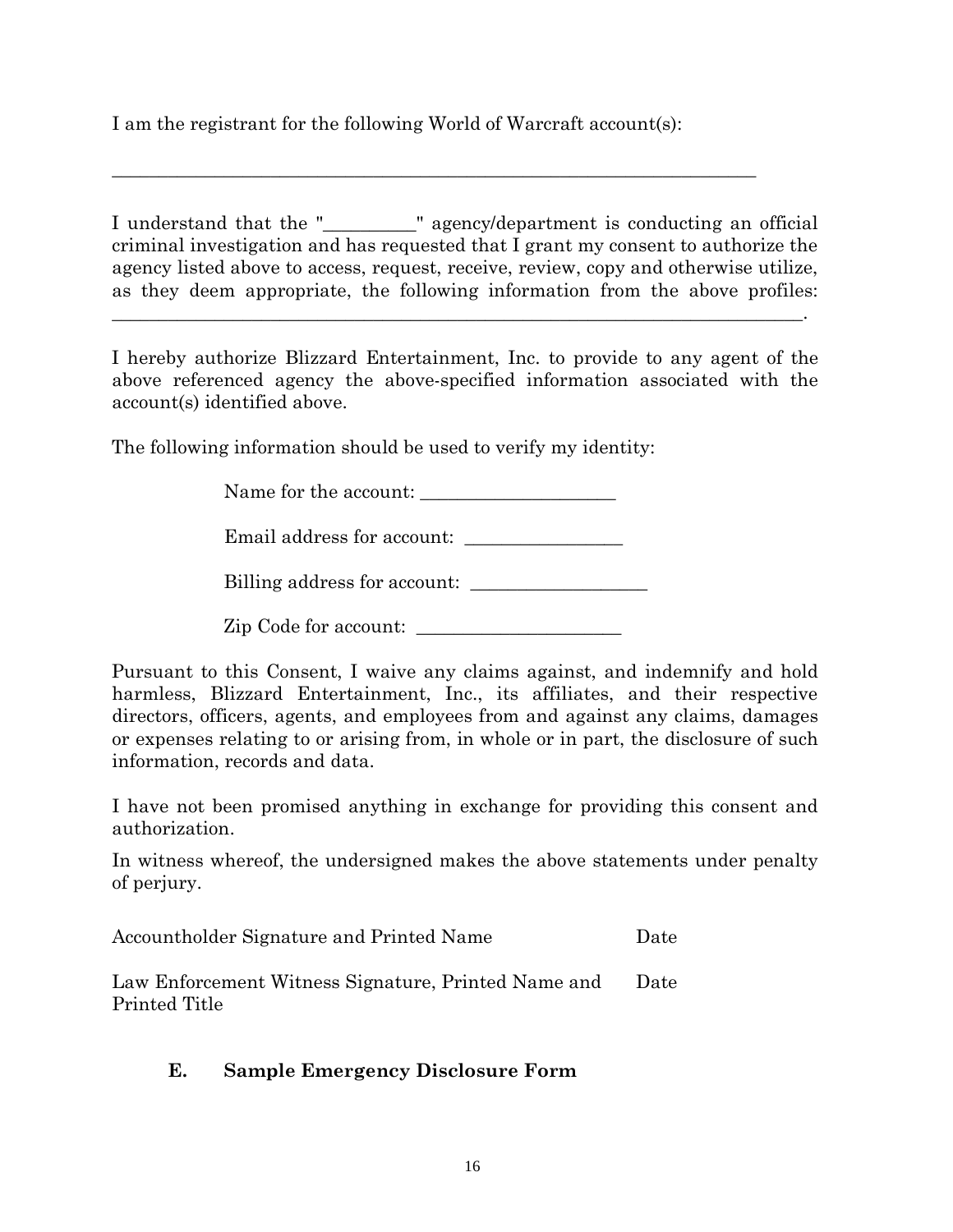I am the registrant for the following World of Warcraft account(s):

_______________________________________________________________________

I understand that the "__________" agency/department is conducting an official criminal investigation and has requested that I grant my consent to authorize the agency listed above to access, request, receive, review, copy and otherwise utilize, as they deem appropriate, the following information from the above profiles: _______________________________________________________________________.

I hereby authorize Blizzard Entertainment, Inc. to provide to any agent of the above referenced agency the above-specified information associated with the account(s) identified above.

The following information should be used to verify my identity:

Name for the account: _____________________

Email address for account: _________________

Billing address for account: ___________________

Zip Code for account: ______________________

Pursuant to this Consent, I waive any claims against, and indemnify and hold harmless, Blizzard Entertainment, Inc., its affiliates, and their respective directors, officers, agents, and employees from and against any claims, damages or expenses relating to or arising from, in whole or in part, the disclosure of such information, records and data.

I have not been promised anything in exchange for providing this consent and authorization.

In witness whereof, the undersigned makes the above statements under penalty of perjury.

Accountholder Signature and Printed Name     Date

Law Enforcement Witness Signature, Printed Name and Printed Title     Date

### E. Sample Emergency Disclosure Form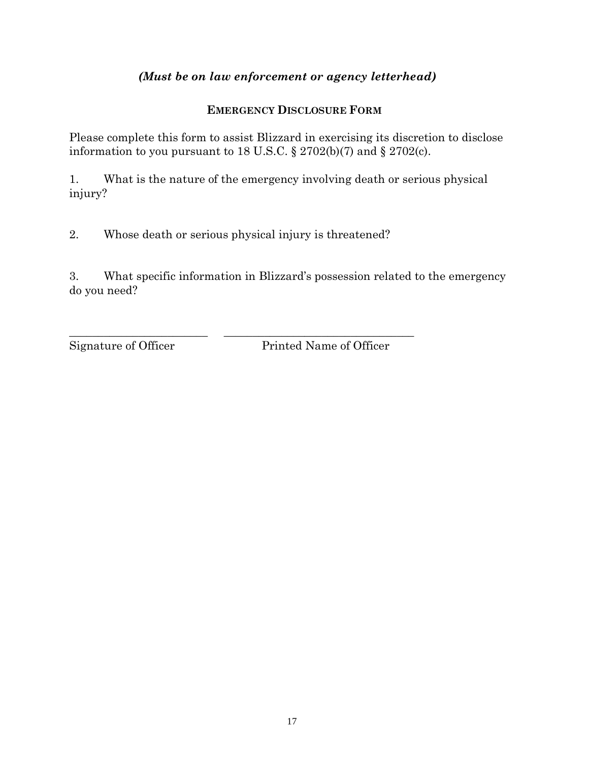***(Must be on law enforcement or agency letterhead)***

**EMERGENCY DISCLOSURE FORM**

Please complete this form to assist Blizzard in exercising its discretion to disclose information to you pursuant to 18 U.S.C. § 2702(b)(7) and § 2702(c).

1. What is the nature of the emergency involving death or serious physical injury?

2. Whose death or serious physical injury is threatened?

3. What specific information in Blizzard's possession related to the emergency do you need?

\_\_\_\_\_\_\_\_\_\_\_\_\_\_\_\_\_\_\_\_\_\_\_\_\_ \_\_\_\_\_\_\_\_\_\_\_\_\_\_\_\_\_\_\_\_\_\_\_\_\_\_\_\_\_\_\_\_\_\_

Signature of Officer Printed Name of Officer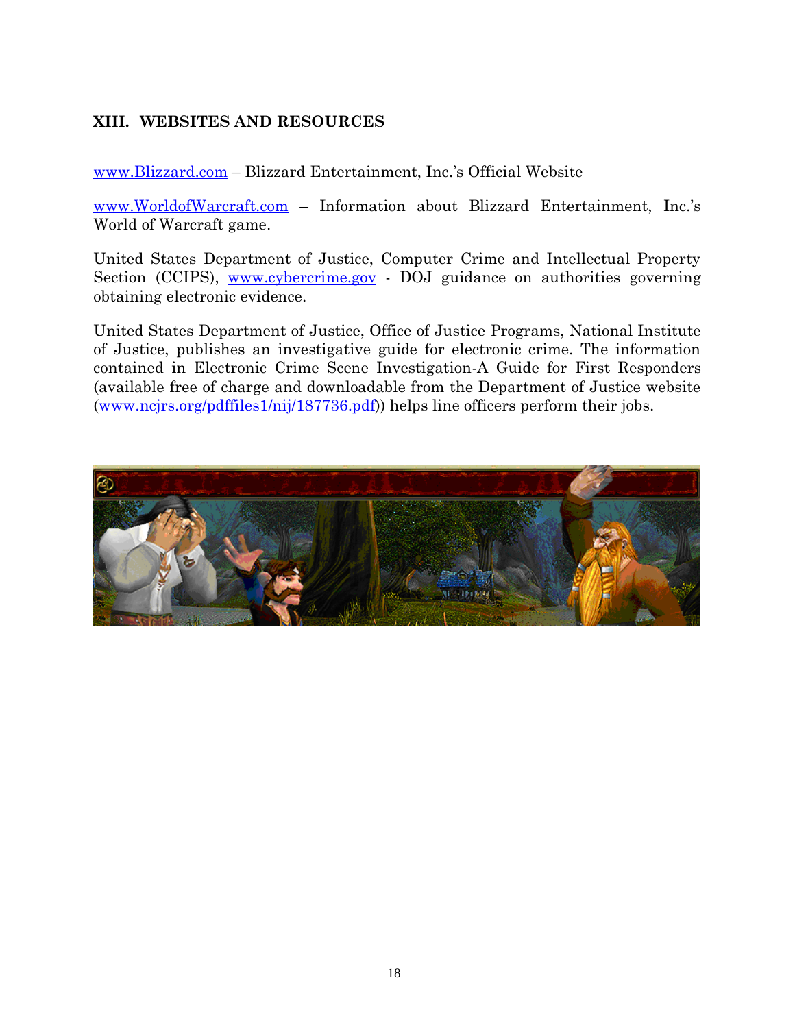## XIII. WEBSITES AND RESOURCES

www.Blizzard.com – Blizzard Entertainment, Inc.'s Official Website

www.WorldofWarcraft.com – Information about Blizzard Entertainment, Inc.'s World of Warcraft game.

United States Department of Justice, Computer Crime and Intellectual Property Section (CCIPS), www.cybercrime.gov - DOJ guidance on authorities governing obtaining electronic evidence.

United States Department of Justice, Office of Justice Programs, National Institute of Justice, publishes an investigative guide for electronic crime. The information contained in Electronic Crime Scene Investigation-A Guide for First Responders (available free of charge and downloadable from the Department of Justice website (www.ncjrs.org/pdffiles1/nij/187736.pdf)) helps line officers perform their jobs.